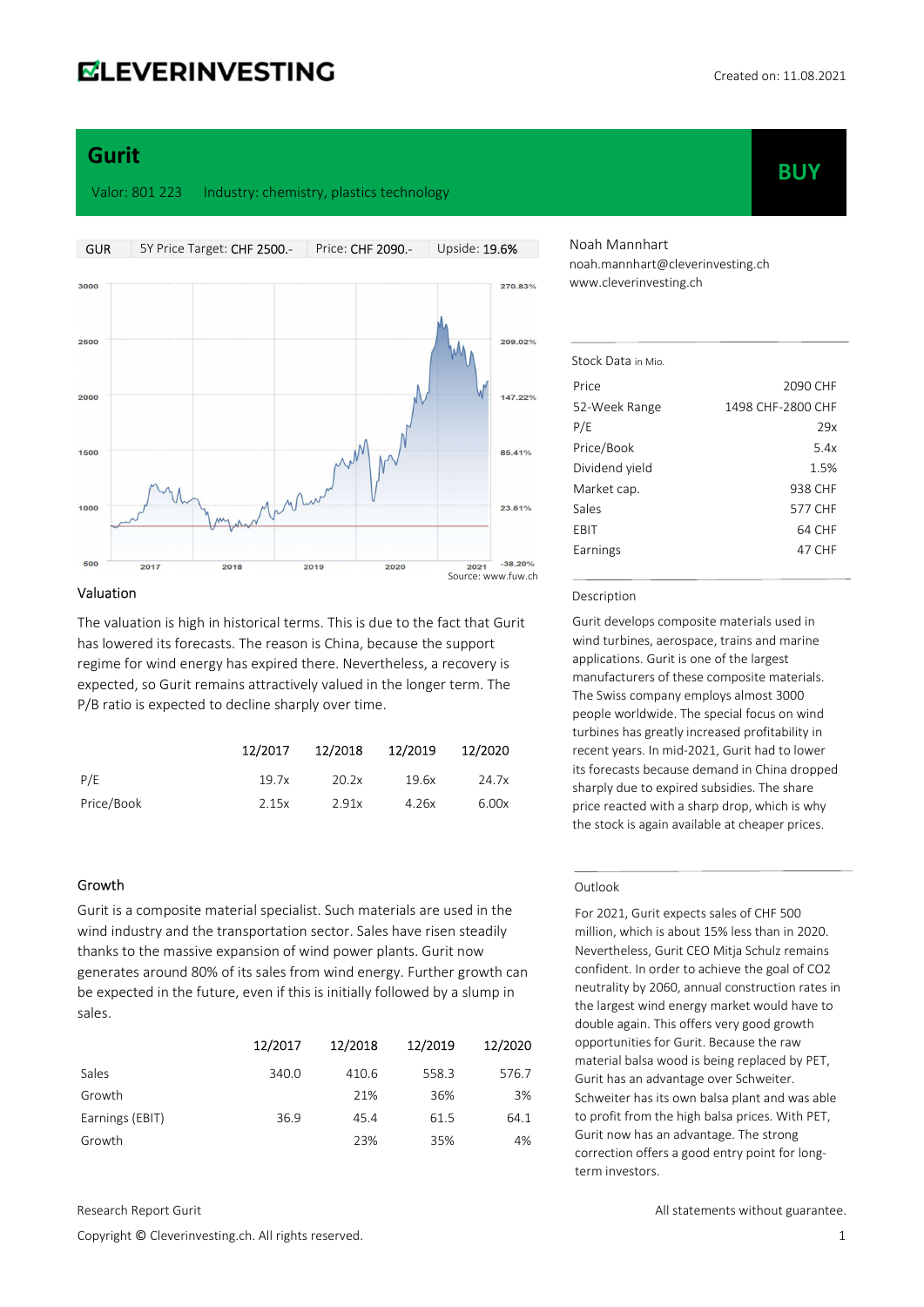CLEVERINVESTING

Created on: 11.08.2021

# Gurit

Valor: 801 223 Industry: chemistry, plastics technology

**BUY**

| GUR | 5Y Price Target: CHF 2500.- | Price: CHF 2090.- | Upside: 19.6% |
|---|---|---|---|

Source: www.fuw.ch

Noah Mannhart
noah.mannhart@cleverinvesting.ch
www.cleverinvesting.ch

**Stock Data** in Mio.

| | |
|---|---|
| Price | 2090 CHF |
| 52-Week Range | 1498 CHF-2800 CHF |
| P/E | 29x |
| Price/Book | 5.4x |
| Dividend yield | 1.5% |
| Market cap. | 938 CHF |
| Sales | 577 CHF |
| EBIT | 64 CHF |
| Earnings | 47 CHF |

## Description

Gurit develops composite materials used in wind turbines, aerospace, trains and marine applications. Gurit is one of the largest manufacturers of these composite materials. The Swiss company employs almost 3000 people worldwide. The special focus on wind turbines has greatly increased profitability in recent years. In mid-2021, Gurit had to lower its forecasts because demand in China dropped sharply due to expired subsidies. The share price reacted with a sharp drop, which is why the stock is again available at cheaper prices.

## Valuation

The valuation is high in historical terms. This is due to the fact that Gurit has lowered its forecasts. The reason is China, because the support regime for wind energy has expired there. Nevertheless, a recovery is expected, so Gurit remains attractively valued in the longer term. The P/B ratio is expected to decline sharply over time.

| | 12/2017 | 12/2018 | 12/2019 | 12/2020 |
|---|---|---|---|---|
| P/E | 19.7x | 20.2x | 19.6x | 24.7x |
| Price/Book | 2.15x | 2.91x | 4.26x | 6.00x |

## Growth

Gurit is a composite material specialist. Such materials are used in the wind industry and the transportation sector. Sales have risen steadily thanks to the massive expansion of wind power plants. Gurit now generates around 80% of its sales from wind energy. Further growth can be expected in the future, even if this is initially followed by a slump in sales.

| | 12/2017 | 12/2018 | 12/2019 | 12/2020 |
|---|---|---|---|---|
| Sales | 340.0 | 410.6 | 558.3 | 576.7 |
| Growth | | 21% | 36% | 3% |
| Earnings (EBIT) | 36.9 | 45.4 | 61.5 | 64.1 |
| Growth | | 23% | 35% | 4% |

## Outlook

For 2021, Gurit expects sales of CHF 500 million, which is about 15% less than in 2020. Nevertheless, Gurit CEO Mitja Schulz remains confident. In order to achieve the goal of $CO_2$ neutrality by 2060, annual construction rates in the largest wind energy market would have to double again. This offers very good growth opportunities for Gurit. Because the raw material balsa wood is being replaced by PET, Gurit has an advantage over Schweiter. Schweiter has its own balsa plant and was able to profit from the high balsa prices. With PET, Gurit now has an advantage. The strong correction offers a good entry point for long-term investors.

Research Report Gurit

All statements without guarantee.

Copyright © Cleverinvesting.ch. All rights reserved.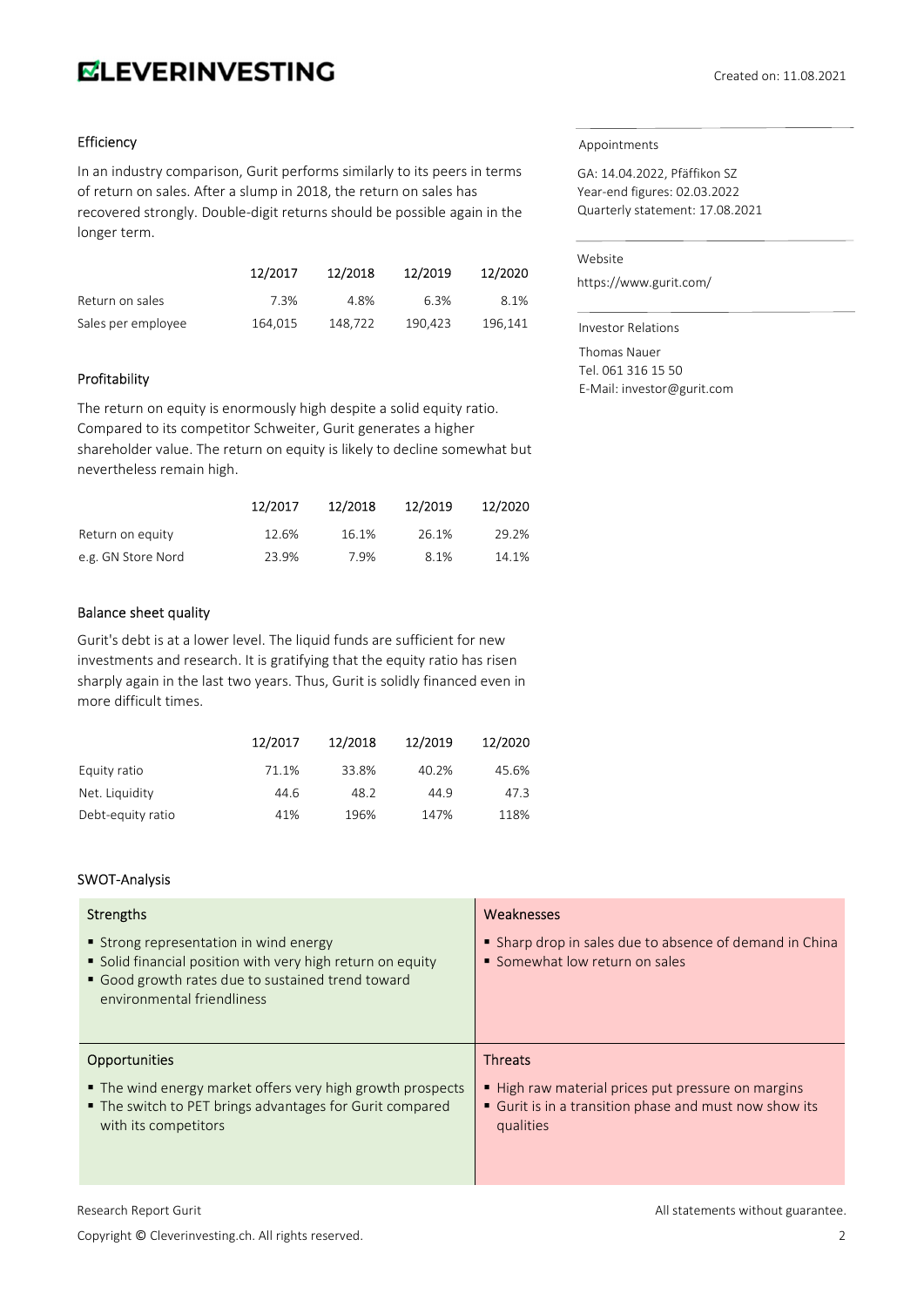## Efficiency

In an industry comparison, Gurit performs similarly to its peers in terms of return on sales. After a slump in 2018, the return on sales has recovered strongly. Double-digit returns should be possible again in the longer term.

| | 12/2017 | 12/2018 | 12/2019 | 12/2020 |
|---|---|---|---|---|
| Return on sales | 7.3% | 4.8% | 6.3% | 8.1% |
| Sales per employee | 164,015 | 148,722 | 190,423 | 196,141 |

## Profitability

The return on equity is enormously high despite a solid equity ratio. Compared to its competitor Schweiter, Gurit generates a higher shareholder value. The return on equity is likely to decline somewhat but nevertheless remain high.

| | 12/2017 | 12/2018 | 12/2019 | 12/2020 |
|---|---|---|---|---|
| Return on equity | 12.6% | 16.1% | 26.1% | 29.2% |
| e.g. GN Store Nord | 23.9% | 7.9% | 8.1% | 14.1% |

## Balance sheet quality

Gurit's debt is at a lower level. The liquid funds are sufficient for new investments and research. It is gratifying that the equity ratio has risen sharply again in the last two years. Thus, Gurit is solidly financed even in more difficult times.

| | 12/2017 | 12/2018 | 12/2019 | 12/2020 |
|---|---|---|---|---|
| Equity ratio | 71.1% | 33.8% | 40.2% | 45.6% |
| Net. Liquidity | 44.6 | 48.2 | 44.9 | 47.3 |
| Debt-equity ratio | 41% | 196% | 147% | 118% |

Appointments

GA: 14.04.2022, Pfäffikon SZ
Year-end figures: 02.03.2022
Quarterly statement: 17.08.2021

Website

https://www.gurit.com/

Investor Relations

Thomas Nauer
Tel. 061 316 15 50
E-Mail: investor@gurit.com

## SWOT-Analysis

| Strengths | Weaknesses |
|---|---|
| ▪ Strong representation in wind energy<br>▪ Solid financial position with very high return on equity<br>▪ Good growth rates due to sustained trend toward environmental friendliness | ▪ Sharp drop in sales due to absence of demand in China<br>▪ Somewhat low return on sales |
| **Opportunities** | **Threats** |
| ▪ The wind energy market offers very high growth prospects<br>▪ The switch to PET brings advantages for Gurit compared with its competitors | ▪ High raw material prices put pressure on margins<br>▪ Gurit is in a transition phase and must now show its qualities |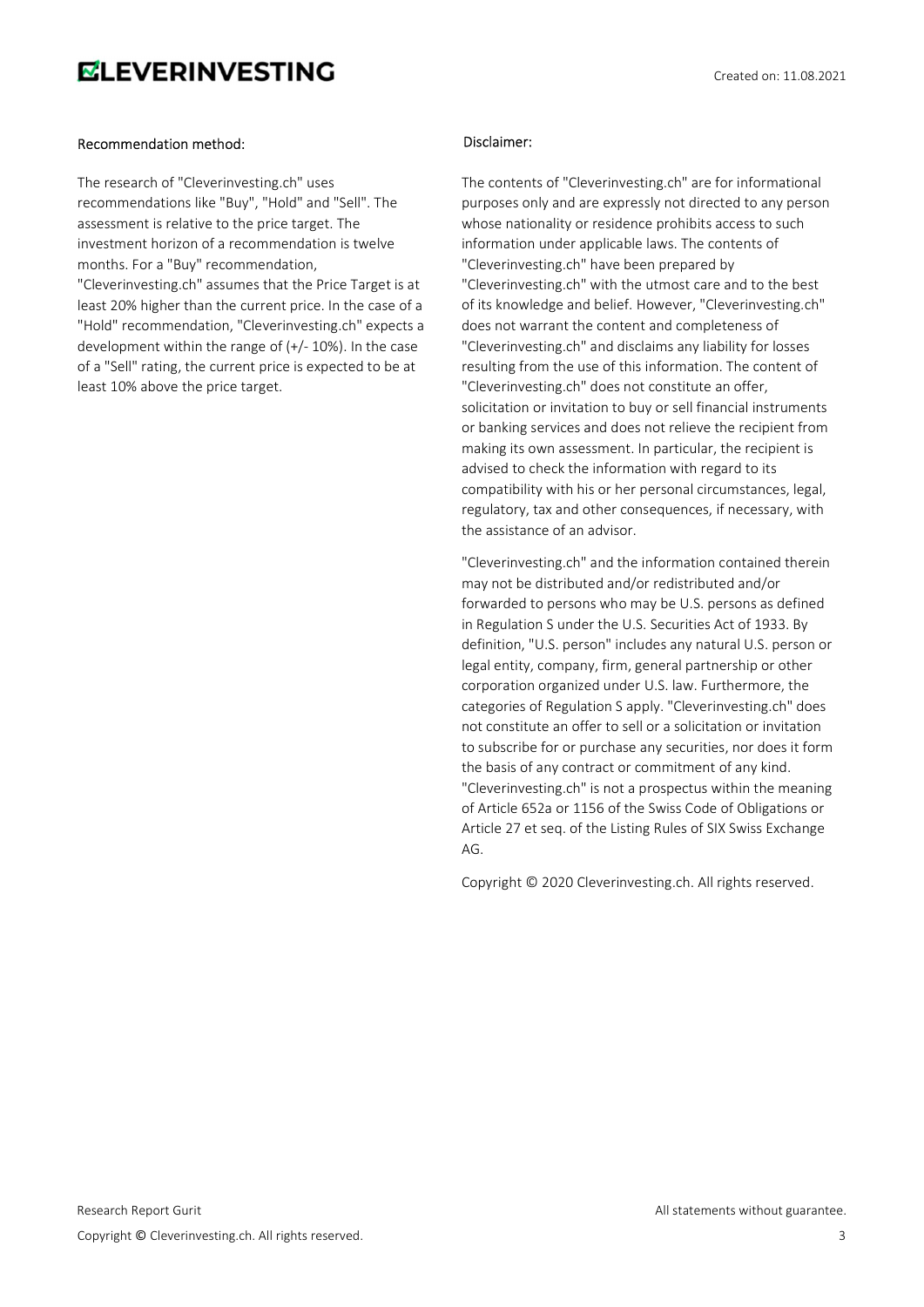### Recommendation method:

The research of "Cleverinvesting.ch" uses recommendations like "Buy", "Hold" and "Sell". The assessment is relative to the price target. The investment horizon of a recommendation is twelve months. For a "Buy" recommendation, "Cleverinvesting.ch" assumes that the Price Target is at least 20% higher than the current price. In the case of a "Hold" recommendation, "Cleverinvesting.ch" expects a development within the range of (+/- 10%). In the case of a "Sell" rating, the current price is expected to be at least 10% above the price target.

### Disclaimer:

The contents of "Cleverinvesting.ch" are for informational purposes only and are expressly not directed to any person whose nationality or residence prohibits access to such information under applicable laws. The contents of "Cleverinvesting.ch" have been prepared by "Cleverinvesting.ch" with the utmost care and to the best of its knowledge and belief. However, "Cleverinvesting.ch" does not warrant the content and completeness of "Cleverinvesting.ch" and disclaims any liability for losses resulting from the use of this information. The content of "Cleverinvesting.ch" does not constitute an offer, solicitation or invitation to buy or sell financial instruments or banking services and does not relieve the recipient from making its own assessment. In particular, the recipient is advised to check the information with regard to its compatibility with his or her personal circumstances, legal, regulatory, tax and other consequences, if necessary, with the assistance of an advisor.

"Cleverinvesting.ch" and the information contained therein may not be distributed and/or redistributed and/or forwarded to persons who may be U.S. persons as defined in Regulation S under the U.S. Securities Act of 1933. By definition, "U.S. person" includes any natural U.S. person or legal entity, company, firm, general partnership or other corporation organized under U.S. law. Furthermore, the categories of Regulation S apply. "Cleverinvesting.ch" does not constitute an offer to sell or a solicitation or invitation to subscribe for or purchase any securities, nor does it form the basis of any contract or commitment of any kind. "Cleverinvesting.ch" is not a prospectus within the meaning of Article 652a or 1156 of the Swiss Code of Obligations or Article 27 et seq. of the Listing Rules of SIX Swiss Exchange AG.

Copyright © 2020 Cleverinvesting.ch. All rights reserved.